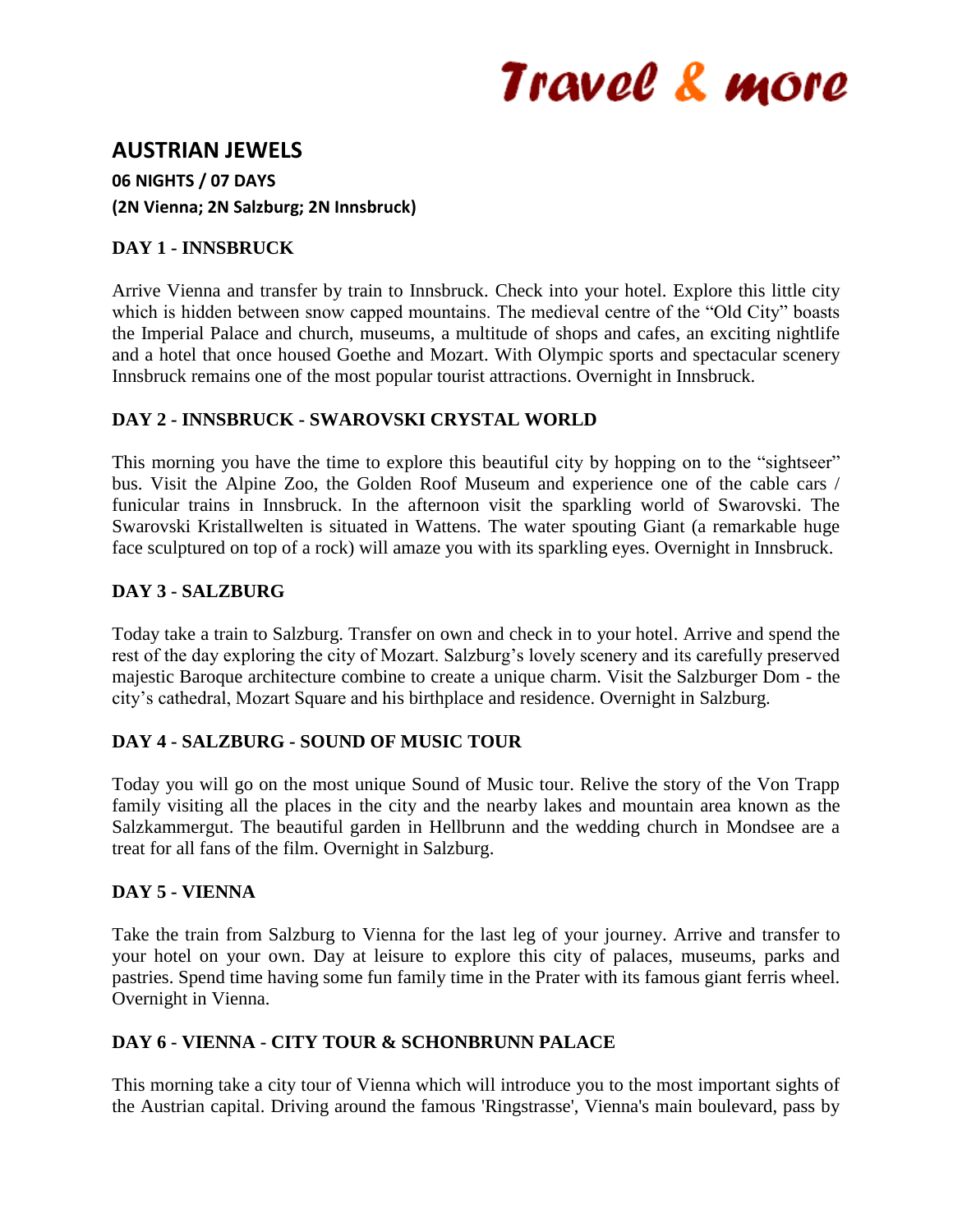# Travel & more

## AUSTRIAN JEWELS

**06 NIGHTS / 07 DAYS**

**(2N Vienna; 2N Salzburg; 2N Innsbruck)**

### DAY 1 - INNSBRUCK

Arrive Vienna and transfer by train to Innsbruck. Check into your hotel. Explore this little city which is hidden between snow capped mountains. The medieval centre of the "Old City" boasts the Imperial Palace and church, museums, a multitude of shops and cafes, an exciting nightlife and a hotel that once housed Goethe and Mozart. With Olympic sports and spectacular scenery Innsbruck remains one of the most popular tourist attractions. Overnight in Innsbruck.

### DAY 2 - INNSBRUCK - SWAROVSKI CRYSTAL WORLD

This morning you have the time to explore this beautiful city by hopping on to the "sightseer" bus. Visit the Alpine Zoo, the Golden Roof Museum and experience one of the cable cars / funicular trains in Innsbruck. In the afternoon visit the sparkling world of Swarovski. The Swarovski Kristallwelten is situated in Wattens. The water spouting Giant (a remarkable huge face sculptured on top of a rock) will amaze you with its sparkling eyes. Overnight in Innsbruck.

### DAY 3 - SALZBURG

Today take a train to Salzburg. Transfer on own and check in to your hotel. Arrive and spend the rest of the day exploring the city of Mozart. Salzburg's lovely scenery and its carefully preserved majestic Baroque architecture combine to create a unique charm. Visit the Salzburger Dom - the city's cathedral, Mozart Square and his birthplace and residence. Overnight in Salzburg.

### DAY 4 - SALZBURG - SOUND OF MUSIC TOUR

Today you will go on the most unique Sound of Music tour. Relive the story of the Von Trapp family visiting all the places in the city and the nearby lakes and mountain area known as the Salzkammergut. The beautiful garden in Hellbrunn and the wedding church in Mondsee are a treat for all fans of the film. Overnight in Salzburg.

### DAY 5 - VIENNA

Take the train from Salzburg to Vienna for the last leg of your journey. Arrive and transfer to your hotel on your own. Day at leisure to explore this city of palaces, museums, parks and pastries. Spend time having some fun family time in the Prater with its famous giant ferris wheel. Overnight in Vienna.

### DAY 6 - VIENNA - CITY TOUR & SCHONBRUNN PALACE

This morning take a city tour of Vienna which will introduce you to the most important sights of the Austrian capital. Driving around the famous 'Ringstrasse', Vienna's main boulevard, pass by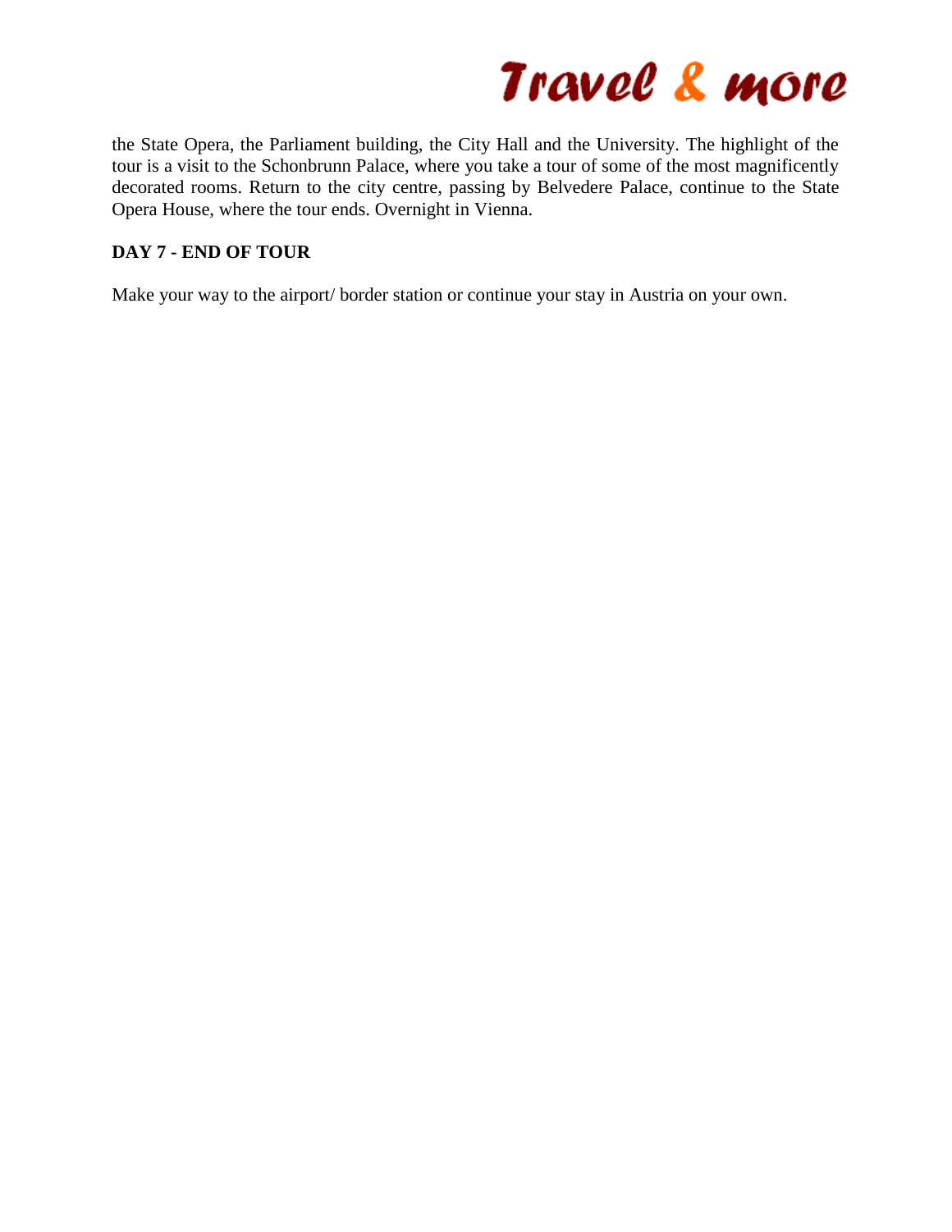the State Opera, the Parliament building, the City Hall and the University. The highlight of the tour is a visit to the Schonbrunn Palace, where you take a tour of some of the most magnificently decorated rooms. Return to the city centre, passing by Belvedere Palace, continue to the State Opera House, where the tour ends. Overnight in Vienna.

**DAY 7 - END OF TOUR**

Make your way to the airport/ border station or continue your stay in Austria on your own.